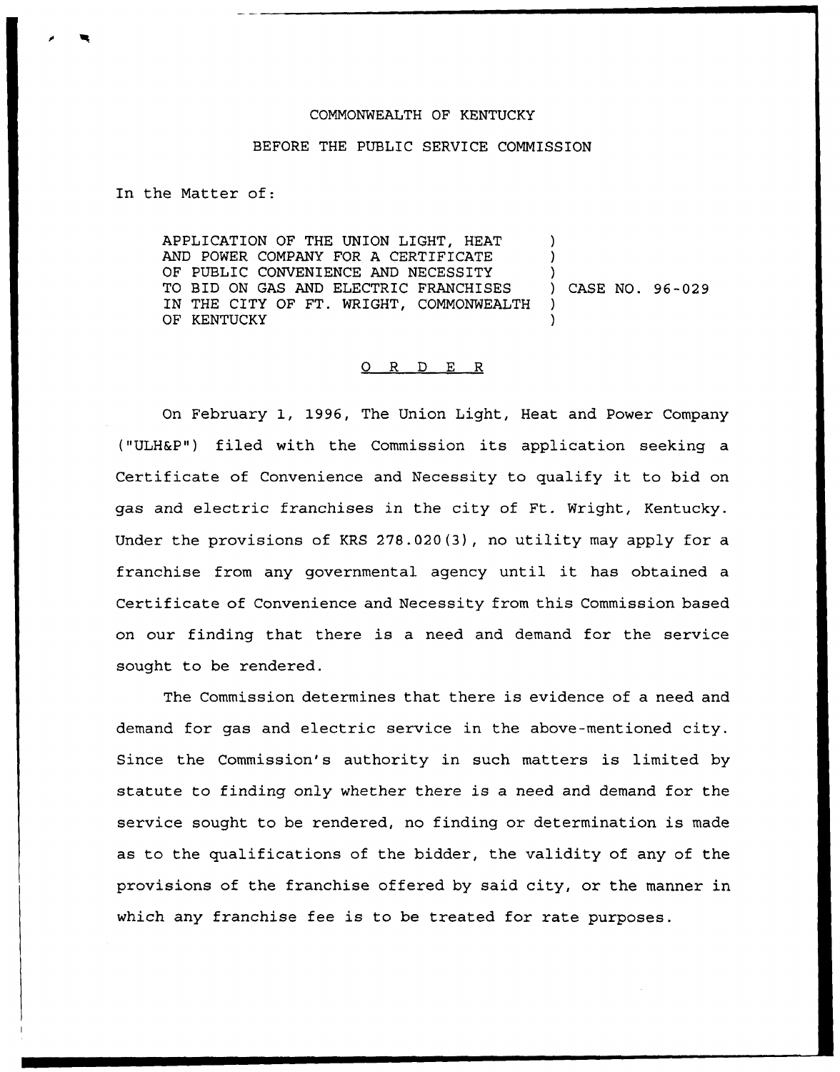COMMONWEALTH OF KENTUCKY

BEFORE THE PUBLIC SERVICE COMMISSION

In the Matter of:

| | | |
|---|---|---|
| APPLICATION OF THE UNION LIGHT, HEAT AND POWER COMPANY FOR A CERTIFICATE OF PUBLIC CONVENIENCE AND NECESSITY TO BID ON GAS AND ELECTRIC FRANCHISES IN THE CITY OF FT. WRIGHT, COMMONWEALTH OF KENTUCKY | ) | CASE NO. 96-029 |

# ORDER

On February 1, 1996, The Union Light, Heat and Power Company ("ULH&P") filed with the Commission its application seeking a Certificate of Convenience and Necessity to qualify it to bid on gas and electric franchises in the city of Ft. Wright, Kentucky. Under the provisions of KRS 278.020(3), no utility may apply for a franchise from any governmental agency until it has obtained a Certificate of Convenience and Necessity from this Commission based on our finding that there is a need and demand for the service sought to be rendered.

The Commission determines that there is evidence of a need and demand for gas and electric service in the above-mentioned city. Since the Commission's authority in such matters is limited by statute to finding only whether there is a need and demand for the service sought to be rendered, no finding or determination is made as to the qualifications of the bidder, the validity of any of the provisions of the franchise offered by said city, or the manner in which any franchise fee is to be treated for rate purposes.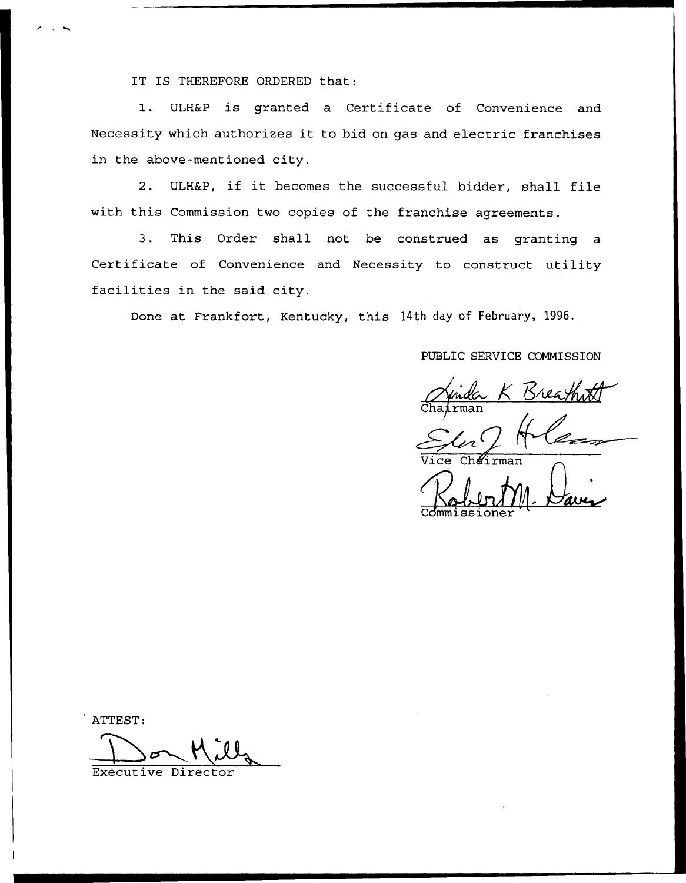IT IS THEREFORE ORDERED that:

1. ULH&P is granted a Certificate of Convenience and Necessity which authorizes it to bid on gas and electric franchises in the above-mentioned city.

2. ULH&P, if it becomes the successful bidder, shall file with this Commission two copies of the franchise agreements.

3. This Order shall not be construed as granting a Certificate of Convenience and Necessity to construct utility facilities in the said city.

Done at Frankfort, Kentucky, this 14th day of February, 1996.

PUBLIC SERVICE COMMISSION

Linda K Breathitt
Chairman

Vice Chairman

Robert M. Davis
Commissioner

ATTEST:

Don Mills
Executive Director